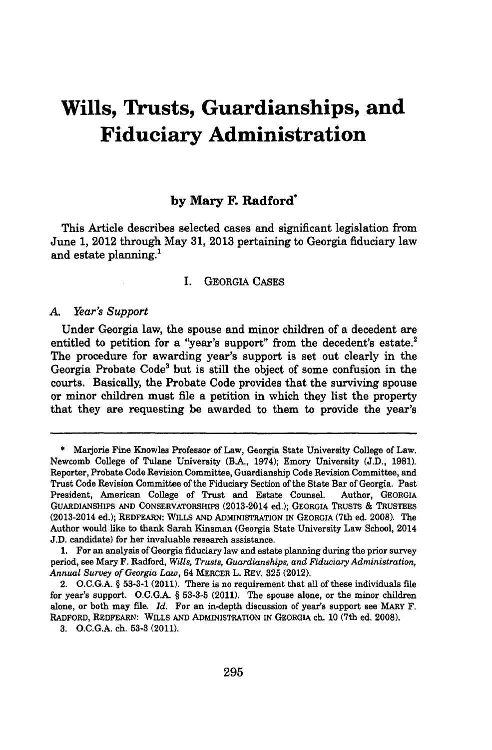# Wills, Trusts, Guardianships, and Fiduciary Administration

**by Mary F. Radford***

This Article describes selected cases and significant legislation from June 1, 2012 through May 31, 2013 pertaining to Georgia fiduciary law and estate planning.[1]

## I. GEORGIA CASES

### A. *Year's Support*

Under Georgia law, the spouse and minor children of a decedent are entitled to petition for a "year's support" from the decedent's estate.[2] The procedure for awarding year's support is set out clearly in the Georgia Probate Code[3] but is still the object of some confusion in the courts. Basically, the Probate Code provides that the surviving spouse or minor children must file a petition in which they list the property that they are requesting be awarded to them to provide the year's

---

\* Marjorie Fine Knowles Professor of Law, Georgia State University College of Law. Newcomb College of Tulane University (B.A., 1974); Emory University (J.D., 1981). Reporter, Probate Code Revision Committee, Guardianship Code Revision Committee, and Trust Code Revision Committee of the Fiduciary Section of the State Bar of Georgia. Past President, American College of Trust and Estate Counsel. Author, GEORGIA GUARDIANSHIPS AND CONSERVATORSHIPS (2013-2014 ed.); GEORGIA TRUSTS & TRUSTEES (2013-2014 ed.); REDFEARN: WILLS AND ADMINISTRATION IN GEORGIA (7th ed. 2008). The Author would like to thank Sarah Kinsman (Georgia State University Law School, 2014 J.D. candidate) for her invaluable research assistance.

1. For an analysis of Georgia fiduciary law and estate planning during the prior survey period, see Mary F. Radford, *Wills, Trusts, Guardianships, and Fiduciary Administration, Annual Survey of Georgia Law*, 64 MERCER L. REV. 325 (2012).

2. O.C.G.A. § 53-3-1 (2011). There is no requirement that all of these individuals file for year's support. O.C.G.A. § 53-3-5 (2011). The spouse alone, or the minor children alone, or both may file. *Id.* For an in-depth discussion of year's support see MARY F. RADFORD, REDFEARN: WILLS AND ADMINISTRATION IN GEORGIA ch. 10 (7th ed. 2008).

3. O.C.G.A. ch. 53-3 (2011).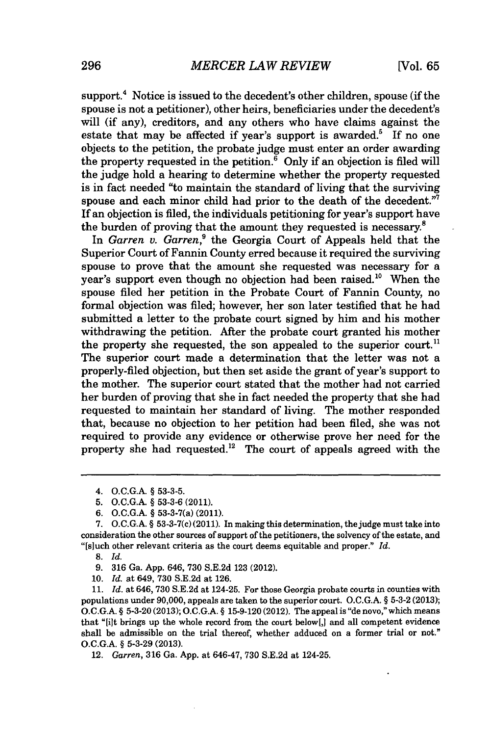support.[4] Notice is issued to the decedent's other children, spouse (if the spouse is not a petitioner), other heirs, beneficiaries under the decedent's will (if any), creditors, and any others who have claims against the estate that may be affected if year's support is awarded.[5] If no one objects to the petition, the probate judge must enter an order awarding the property requested in the petition.[6] Only if an objection is filed will the judge hold a hearing to determine whether the property requested is in fact needed "to maintain the standard of living that the surviving spouse and each minor child had prior to the death of the decedent."[7] If an objection is filed, the individuals petitioning for year's support have the burden of proving that the amount they requested is necessary.[8]

In *Garren v. Garren*,[9] the Georgia Court of Appeals held that the Superior Court of Fannin County erred because it required the surviving spouse to prove that the amount she requested was necessary for a year's support even though no objection had been raised.[10] When the spouse filed her petition in the Probate Court of Fannin County, no formal objection was filed; however, her son later testified that he had submitted a letter to the probate court signed by him and his mother withdrawing the petition. After the probate court granted his mother the property she requested, the son appealed to the superior court.[11] The superior court made a determination that the letter was not a properly-filed objection, but then set aside the grant of year's support to the mother. The superior court stated that the mother had not carried her burden of proving that she in fact needed the property that she had requested to maintain her standard of living. The mother responded that, because no objection to her petition had been filed, she was not required to provide any evidence or otherwise prove her need for the property she had requested.[12] The court of appeals agreed with the

---

4. O.C.G.A. § 53-3-5.

5. O.C.G.A. § 53-3-6 (2011).

6. O.C.G.A. § 53-3-7(a) (2011).

7. O.C.G.A. § 53-3-7(c) (2011). In making this determination, the judge must take into consideration the other sources of support of the petitioners, the solvency of the estate, and "[s]uch other relevant criteria as the court deems equitable and proper." *Id.*

8. *Id.*

9. 316 Ga. App. 646, 730 S.E.2d 123 (2012).

10. *Id.* at 649, 730 S.E.2d at 126.

11. *Id.* at 646, 730 S.E.2d at 124-25. For those Georgia probate courts in counties with populations under 90,000, appeals are taken to the superior court. O.C.G.A. § 5-3-2 (2013); O.C.G.A. § 5-3-20 (2013); O.C.G.A. § 15-9-120 (2012). The appeal is "de novo," which means that "[i]t brings up the whole record from the court below[,] and all competent evidence shall be admissible on the trial thereof, whether adduced on a former trial or not." O.C.G.A. § 5-3-29 (2013).

12. *Garren*, 316 Ga. App. at 646-47, 730 S.E.2d at 124-25.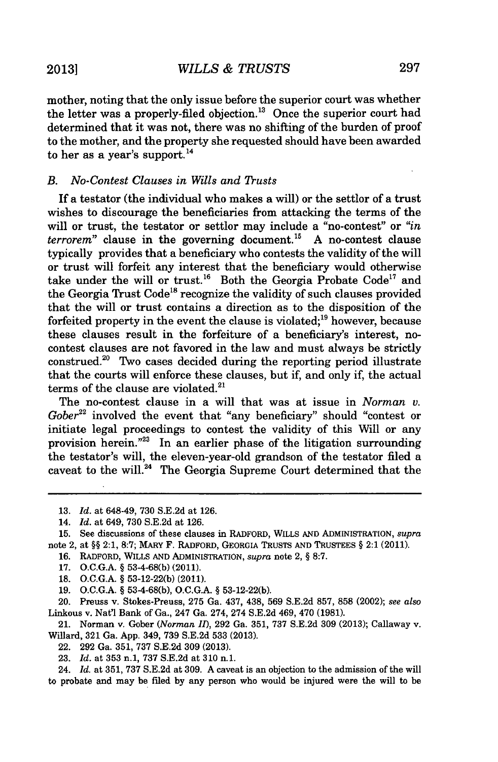mother, noting that the only issue before the superior court was whether the letter was a properly-filed objection.[13] Once the superior court had determined that it was not, there was no shifting of the burden of proof to the mother, and the property she requested should have been awarded to her as a year's support.[14]

### B. *No-Contest Clauses in Wills and Trusts*

If a testator (the individual who makes a will) or the settlor of a trust wishes to discourage the beneficiaries from attacking the terms of the will or trust, the testator or settlor may include a "no-contest" or "*in terrorem*" clause in the governing document.[15] A no-contest clause typically provides that a beneficiary who contests the validity of the will or trust will forfeit any interest that the beneficiary would otherwise take under the will or trust.[16] Both the Georgia Probate Code[17] and the Georgia Trust Code[18] recognize the validity of such clauses provided that the will or trust contains a direction as to the disposition of the forfeited property in the event the clause is violated;[19] however, because these clauses result in the forfeiture of a beneficiary's interest, no-contest clauses are not favored in the law and must always be strictly construed.[20] Two cases decided during the reporting period illustrate that the courts will enforce these clauses, but if, and only if, the actual terms of the clause are violated.[21]

The no-contest clause in a will that was at issue in *Norman v. Gober*[22] involved the event that "any beneficiary" should "contest or initiate legal proceedings to contest the validity of this Will or any provision herein."[23] In an earlier phase of the litigation surrounding the testator's will, the eleven-year-old grandson of the testator filed a caveat to the will.[24] The Georgia Supreme Court determined that the

---

13. *Id.* at 648-49, 730 S.E.2d at 126.

14. *Id.* at 649, 730 S.E.2d at 126.

15. See discussions of these clauses in RADFORD, WILLS AND ADMINISTRATION, *supra* note 2, at §§ 2:1, 8:7; MARY F. RADFORD, GEORGIA TRUSTS AND TRUSTEES § 2:1 (2011).

16. RADFORD, WILLS AND ADMINISTRATION, *supra* note 2, § 8:7.

17. O.C.G.A. § 53-4-68(b) (2011).

18. O.C.G.A. § 53-12-22(b) (2011).

19. O.C.G.A. § 53-4-68(b), O.C.G.A. § 53-12-22(b).

20. Preuss v. Stokes-Preuss, 275 Ga. 437, 438, 569 S.E.2d 857, 858 (2002); *see also* Linkous v. Nat'l Bank of Ga., 247 Ga. 274, 274 S.E.2d 469, 470 (1981).

21. Norman v. Gober (*Norman II*), 292 Ga. 351, 737 S.E.2d 309 (2013); Callaway v. Willard, 321 Ga. App. 349, 739 S.E.2d 533 (2013).

22. 292 Ga. 351, 737 S.E.2d 309 (2013).

23. *Id.* at 353 n.1, 737 S.E.2d at 310 n.1.

24. *Id.* at 351, 737 S.E.2d at 309. A caveat is an objection to the admission of the will to probate and may be filed by any person who would be injured were the will to be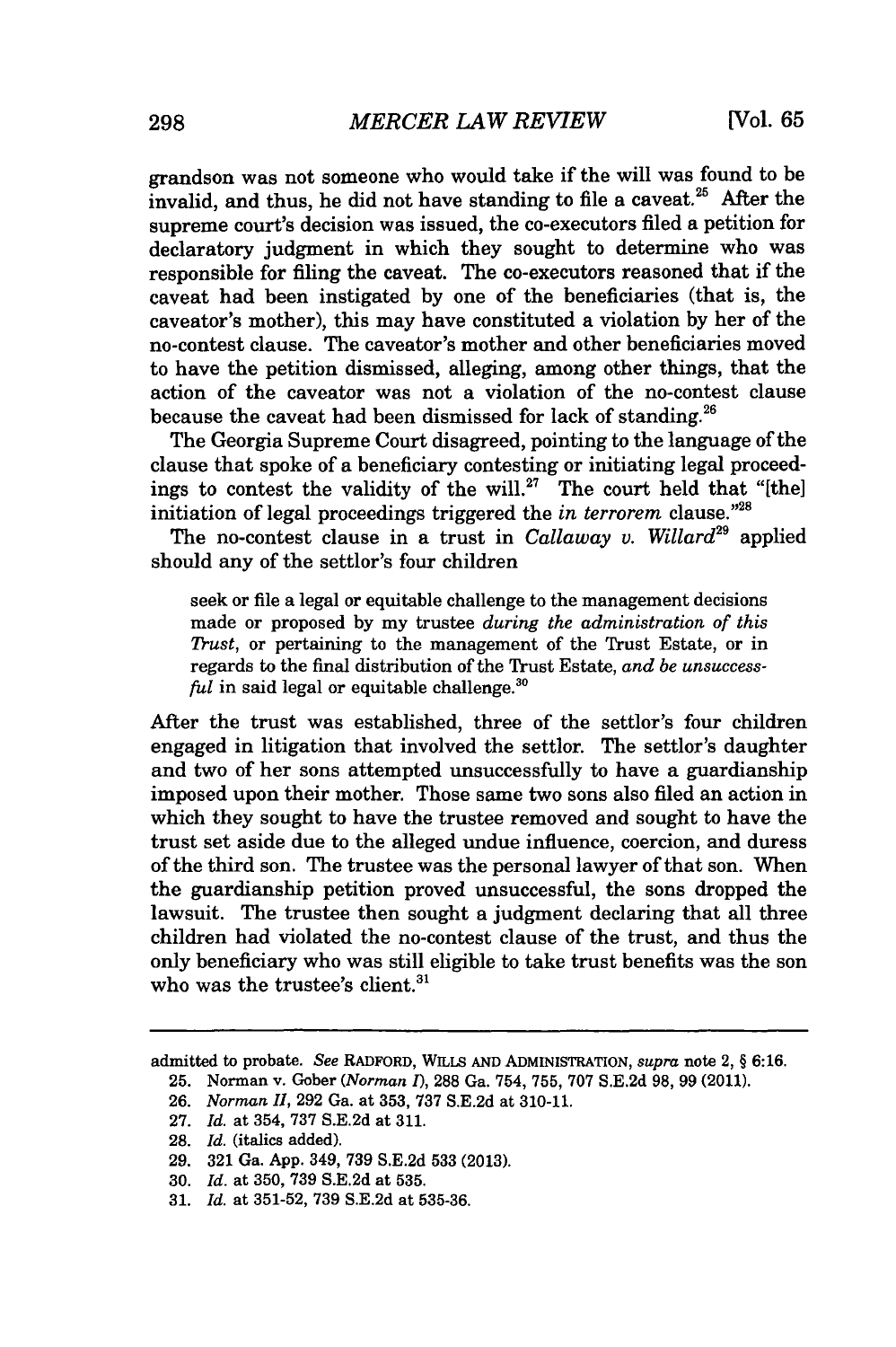grandson was not someone who would take if the will was found to be invalid, and thus, he did not have standing to file a caveat.[25] After the supreme court's decision was issued, the co-executors filed a petition for declaratory judgment in which they sought to determine who was responsible for filing the caveat. The co-executors reasoned that if the caveat had been instigated by one of the beneficiaries (that is, the caveator's mother), this may have constituted a violation by her of the no-contest clause. The caveator's mother and other beneficiaries moved to have the petition dismissed, alleging, among other things, that the action of the caveator was not a violation of the no-contest clause because the caveat had been dismissed for lack of standing.[26]

The Georgia Supreme Court disagreed, pointing to the language of the clause that spoke of a beneficiary contesting or initiating legal proceedings to contest the validity of the will.[27] The court held that "[the] initiation of legal proceedings triggered the *in terrorem* clause."[28]

The no-contest clause in a trust in *Callaway v. Willard*[29] applied should any of the settlor's four children

> seek or file a legal or equitable challenge to the management decisions made or proposed by my trustee *during the administration of this Trust*, or pertaining to the management of the Trust Estate, or in regards to the final distribution of the Trust Estate, *and be unsuccessful* in said legal or equitable challenge.[30]

After the trust was established, three of the settlor's four children engaged in litigation that involved the settlor. The settlor's daughter and two of her sons attempted unsuccessfully to have a guardianship imposed upon their mother. Those same two sons also filed an action in which they sought to have the trustee removed and sought to have the trust set aside due to the alleged undue influence, coercion, and duress of the third son. The trustee was the personal lawyer of that son. When the guardianship petition proved unsuccessful, the sons dropped the lawsuit. The trustee then sought a judgment declaring that all three children had violated the no-contest clause of the trust, and thus the only beneficiary who was still eligible to take trust benefits was the son who was the trustee's client.[31]

---

admitted to probate. *See* RADFORD, WILLS AND ADMINISTRATION, *supra* note 2, § 6:16.

25. Norman v. Gober (*Norman I*), 288 Ga. 754, 755, 707 S.E.2d 98, 99 (2011).

26. *Norman II*, 292 Ga. at 353, 737 S.E.2d at 310-11.

27. *Id.* at 354, 737 S.E.2d at 311.

28. *Id.* (italics added).

29. 321 Ga. App. 349, 739 S.E.2d 533 (2013).

30. *Id.* at 350, 739 S.E.2d at 535.

31. *Id.* at 351-52, 739 S.E.2d at 535-36.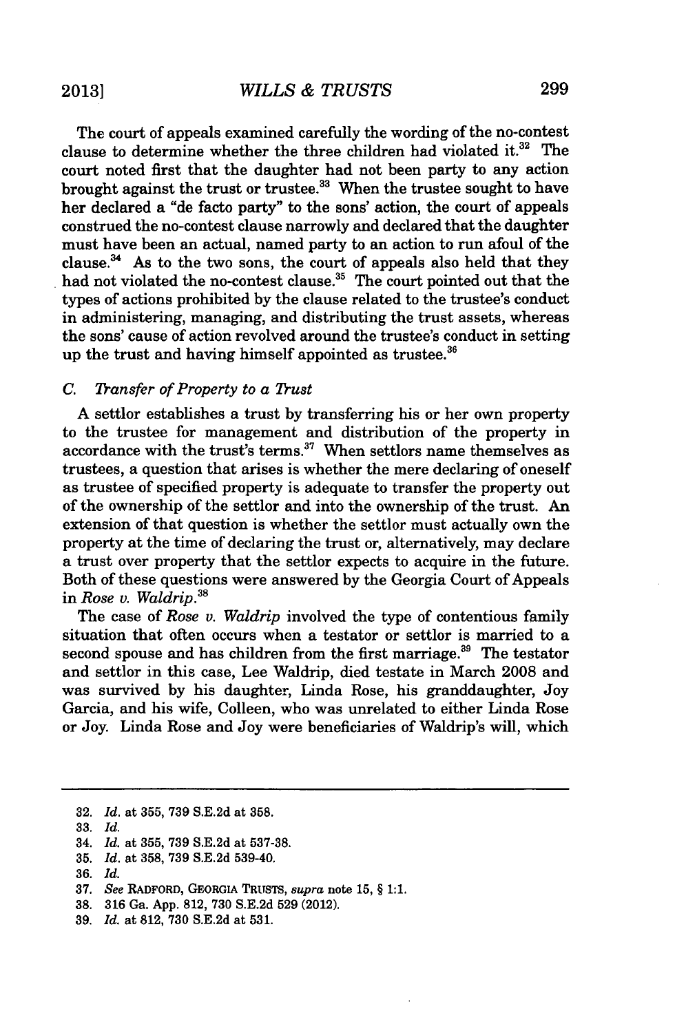The court of appeals examined carefully the wording of the no-contest clause to determine whether the three children had violated it.[32] The court noted first that the daughter had not been party to any action brought against the trust or trustee.[33] When the trustee sought to have her declared a "de facto party" to the sons' action, the court of appeals construed the no-contest clause narrowly and declared that the daughter must have been an actual, named party to an action to run afoul of the clause.[34] As to the two sons, the court of appeals also held that they had not violated the no-contest clause.[35] The court pointed out that the types of actions prohibited by the clause related to the trustee's conduct in administering, managing, and distributing the trust assets, whereas the sons' cause of action revolved around the trustee's conduct in setting up the trust and having himself appointed as trustee.[36]

### C. *Transfer of Property to a Trust*

A settlor establishes a trust by transferring his or her own property to the trustee for management and distribution of the property in accordance with the trust's terms.[37] When settlors name themselves as trustees, a question that arises is whether the mere declaring of oneself as trustee of specified property is adequate to transfer the property out of the ownership of the settlor and into the ownership of the trust. An extension of that question is whether the settlor must actually own the property at the time of declaring the trust or, alternatively, may declare a trust over property that the settlor expects to acquire in the future. Both of these questions were answered by the Georgia Court of Appeals in *Rose v. Waldrip*.[38]

The case of *Rose v. Waldrip* involved the type of contentious family situation that often occurs when a testator or settlor is married to a second spouse and has children from the first marriage.[39] The testator and settlor in this case, Lee Waldrip, died testate in March 2008 and was survived by his daughter, Linda Rose, his granddaughter, Joy Garcia, and his wife, Colleen, who was unrelated to either Linda Rose or Joy. Linda Rose and Joy were beneficiaries of Waldrip's will, which

---

32. *Id.* at 355, 739 S.E.2d at 358.
33. *Id.*
34. *Id.* at 355, 739 S.E.2d at 537-38.
35. *Id.* at 358, 739 S.E.2d 539-40.
36. *Id.*
37. *See* RADFORD, GEORGIA TRUSTS, *supra* note 15, § 1:1.
38. 316 Ga. App. 812, 730 S.E.2d 529 (2012).
39. *Id.* at 812, 730 S.E.2d at 531.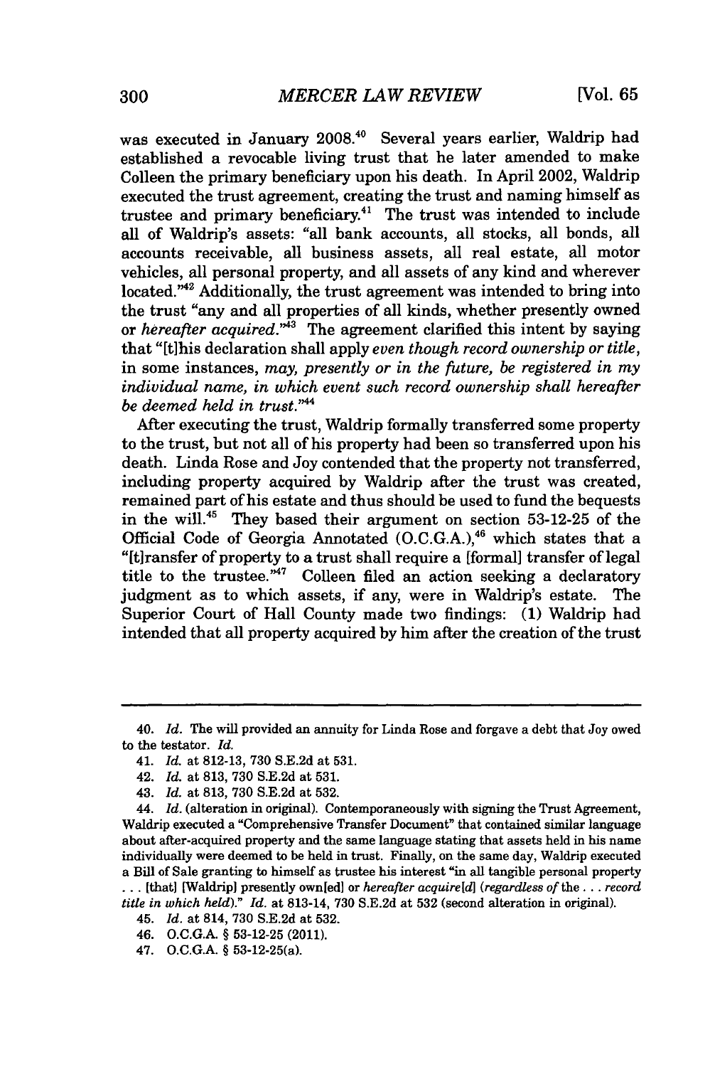was executed in January 2008.[40] Several years earlier, Waldrip had established a revocable living trust that he later amended to make Colleen the primary beneficiary upon his death. In April 2002, Waldrip executed the trust agreement, creating the trust and naming himself as trustee and primary beneficiary.[41] The trust was intended to include all of Waldrip's assets: "all bank accounts, all stocks, all bonds, all accounts receivable, all business assets, all real estate, all motor vehicles, all personal property, and all assets of any kind and wherever located."[42] Additionally, the trust agreement was intended to bring into the trust "any and all properties of all kinds, whether presently owned or *hereafter acquired*."[43] The agreement clarified this intent by saying that "[t]his declaration shall apply *even though record ownership or title*, in some instances, *may, presently or in the future, be registered in my individual name, in which event such record ownership shall hereafter be deemed held in trust*."[44]

After executing the trust, Waldrip formally transferred some property to the trust, but not all of his property had been so transferred upon his death. Linda Rose and Joy contended that the property not transferred, including property acquired by Waldrip after the trust was created, remained part of his estate and thus should be used to fund the bequests in the will.[45] They based their argument on section 53-12-25 of the Official Code of Georgia Annotated (O.C.G.A.),[46] which states that a "[t]ransfer of property to a trust shall require a [formal] transfer of legal title to the trustee."[47] Colleen filed an action seeking a declaratory judgment as to which assets, if any, were in Waldrip's estate. The Superior Court of Hall County made two findings: (1) Waldrip had intended that all property acquired by him after the creation of the trust

---

40. *Id.* The will provided an annuity for Linda Rose and forgave a debt that Joy owed to the testator. *Id.*

41. *Id.* at 812-13, 730 S.E.2d at 531.

42. *Id.* at 813, 730 S.E.2d at 531.

43. *Id.* at 813, 730 S.E.2d at 532.

44. *Id.* (alteration in original). Contemporaneously with signing the Trust Agreement, Waldrip executed a "Comprehensive Transfer Document" that contained similar language about after-acquired property and the same language stating that assets held in his name individually were deemed to be held in trust. Finally, on the same day, Waldrip executed a Bill of Sale granting to himself as trustee his interest "in all tangible personal property . . . [that] [Waldrip] presently own[ed] or *hereafter acquire[d]* (*regardless of* the . . . *record title in which held*)." *Id.* at 813-14, 730 S.E.2d at 532 (second alteration in original).

45. *Id.* at 814, 730 S.E.2d at 532.

46. O.C.G.A. § 53-12-25 (2011).

47. O.C.G.A. § 53-12-25(a).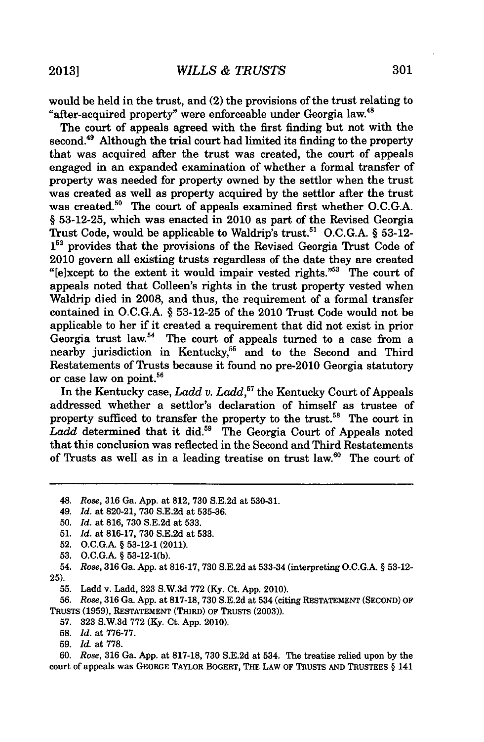would be held in the trust, and (2) the provisions of the trust relating to "after-acquired property" were enforceable under Georgia law.[48]

The court of appeals agreed with the first finding but not with the second.[49] Although the trial court had limited its finding to the property that was acquired after the trust was created, the court of appeals engaged in an expanded examination of whether a formal transfer of property was needed for property owned by the settlor when the trust was created as well as property acquired by the settlor after the trust was created.[50] The court of appeals examined first whether O.C.G.A. § 53-12-25, which was enacted in 2010 as part of the Revised Georgia Trust Code, would be applicable to Waldrip's trust.[51] O.C.G.A. § 53-12-1[52] provides that the provisions of the Revised Georgia Trust Code of 2010 govern all existing trusts regardless of the date they are created "[e]xcept to the extent it would impair vested rights."[53] The court of appeals noted that Colleen's rights in the trust property vested when Waldrip died in 2008, and thus, the requirement of a formal transfer contained in O.C.G.A. § 53-12-25 of the 2010 Trust Code would not be applicable to her if it created a requirement that did not exist in prior Georgia trust law.[54] The court of appeals turned to a case from a nearby jurisdiction in Kentucky,[55] and to the Second and Third Restatements of Trusts because it found no pre-2010 Georgia statutory or case law on point.[56]

In the Kentucky case, *Ladd v. Ladd*,[57] the Kentucky Court of Appeals addressed whether a settlor's declaration of himself as trustee of property sufficed to transfer the property to the trust.[58] The court in *Ladd* determined that it did.[59] The Georgia Court of Appeals noted that this conclusion was reflected in the Second and Third Restatements of Trusts as well as in a leading treatise on trust law.[60] The court of

---

48. *Rose*, 316 Ga. App. at 812, 730 S.E.2d at 530-31.

49. *Id.* at 820-21, 730 S.E.2d at 535-36.

50. *Id.* at 816, 730 S.E.2d at 533.

51. *Id.* at 816-17, 730 S.E.2d at 533.

52. O.C.G.A. § 53-12-1 (2011).

53. O.C.G.A. § 53-12-1(b).

54. *Rose*, 316 Ga. App. at 816-17, 730 S.E.2d at 533-34 (interpreting O.C.G.A. § 53-12-25).

55. Ladd v. Ladd, 323 S.W.3d 772 (Ky. Ct. App. 2010).

56. *Rose*, 316 Ga. App. at 817-18, 730 S.E.2d at 534 (citing RESTATEMENT (SECOND) OF TRUSTS (1959), RESTATEMENT (THIRD) OF TRUSTS (2003)).

57. 323 S.W.3d 772 (Ky. Ct. App. 2010).

58. *Id.* at 776-77.

59. *Id.* at 778.

60. *Rose*, 316 Ga. App. at 817-18, 730 S.E.2d at 534. The treatise relied upon by the court of appeals was GEORGE TAYLOR BOGERT, THE LAW OF TRUSTS AND TRUSTEES § 141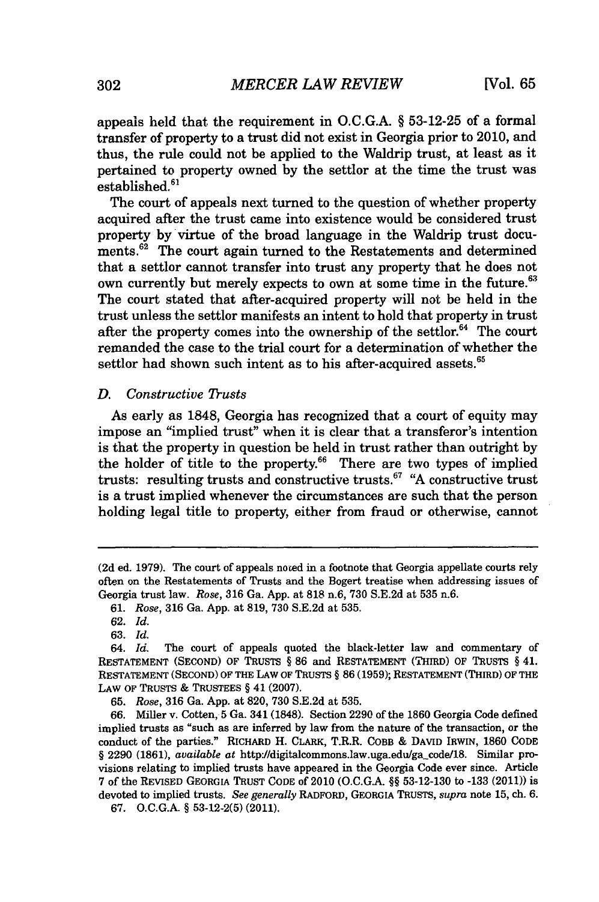appeals held that the requirement in O.C.G.A. § 53-12-25 of a formal transfer of property to a trust did not exist in Georgia prior to 2010, and thus, the rule could not be applied to the Waldrip trust, at least as it pertained to property owned by the settlor at the time the trust was established.[61]

The court of appeals next turned to the question of whether property acquired after the trust came into existence would be considered trust property by virtue of the broad language in the Waldrip trust documents.[62] The court again turned to the Restatements and determined that a settlor cannot transfer into trust any property that he does not own currently but merely expects to own at some time in the future.[63] The court stated that after-acquired property will not be held in the trust unless the settlor manifests an intent to hold that property in trust after the property comes into the ownership of the settlor.[64] The court remanded the case to the trial court for a determination of whether the settlor had shown such intent as to his after-acquired assets.[65]

### D. *Constructive Trusts*

As early as 1848, Georgia has recognized that a court of equity may impose an "implied trust" when it is clear that a transferor's intention is that the property in question be held in trust rather than outright by the holder of title to the property.[66] There are two types of implied trusts: resulting trusts and constructive trusts.[67] "A constructive trust is a trust implied whenever the circumstances are such that the person holding legal title to property, either from fraud or otherwise, cannot

---

(2d ed. 1979). The court of appeals noted in a footnote that Georgia appellate courts rely often on the Restatements of Trusts and the Bogert treatise when addressing issues of Georgia trust law. *Rose*, 316 Ga. App. at 818 n.6, 730 S.E.2d at 535 n.6.

61. *Rose*, 316 Ga. App. at 819, 730 S.E.2d at 535.

62. *Id.*

63. *Id.*

64. *Id.* The court of appeals quoted the black-letter law and commentary of RESTATEMENT (SECOND) OF TRUSTS § 86 and RESTATEMENT (THIRD) OF TRUSTS § 41. RESTATEMENT (SECOND) OF THE LAW OF TRUSTS § 86 (1959); RESTATEMENT (THIRD) OF THE LAW OF TRUSTS & TRUSTEES § 41 (2007).

65. *Rose*, 316 Ga. App. at 820, 730 S.E.2d at 535.

66. Miller v. Cotten, 5 Ga. 341 (1848). Section 2290 of the 1860 Georgia Code defined implied trusts as "such as are inferred by law from the nature of the transaction, or the conduct of the parties." RICHARD H. CLARK, T.R.R. COBB & DAVID IRWIN, 1860 CODE § 2290 (1861), *available at* http://digitalcommons.law.uga.edu/ga_code/18. Similar provisions relating to implied trusts have appeared in the Georgia Code ever since. Article 7 of the REVISED GEORGIA TRUST CODE of 2010 (O.C.G.A. §§ 53-12-130 to -133 (2011)) is devoted to implied trusts. *See generally* RADFORD, GEORGIA TRUSTS, *supra* note 15, ch. 6.

67. O.C.G.A. § 53-12-2(5) (2011).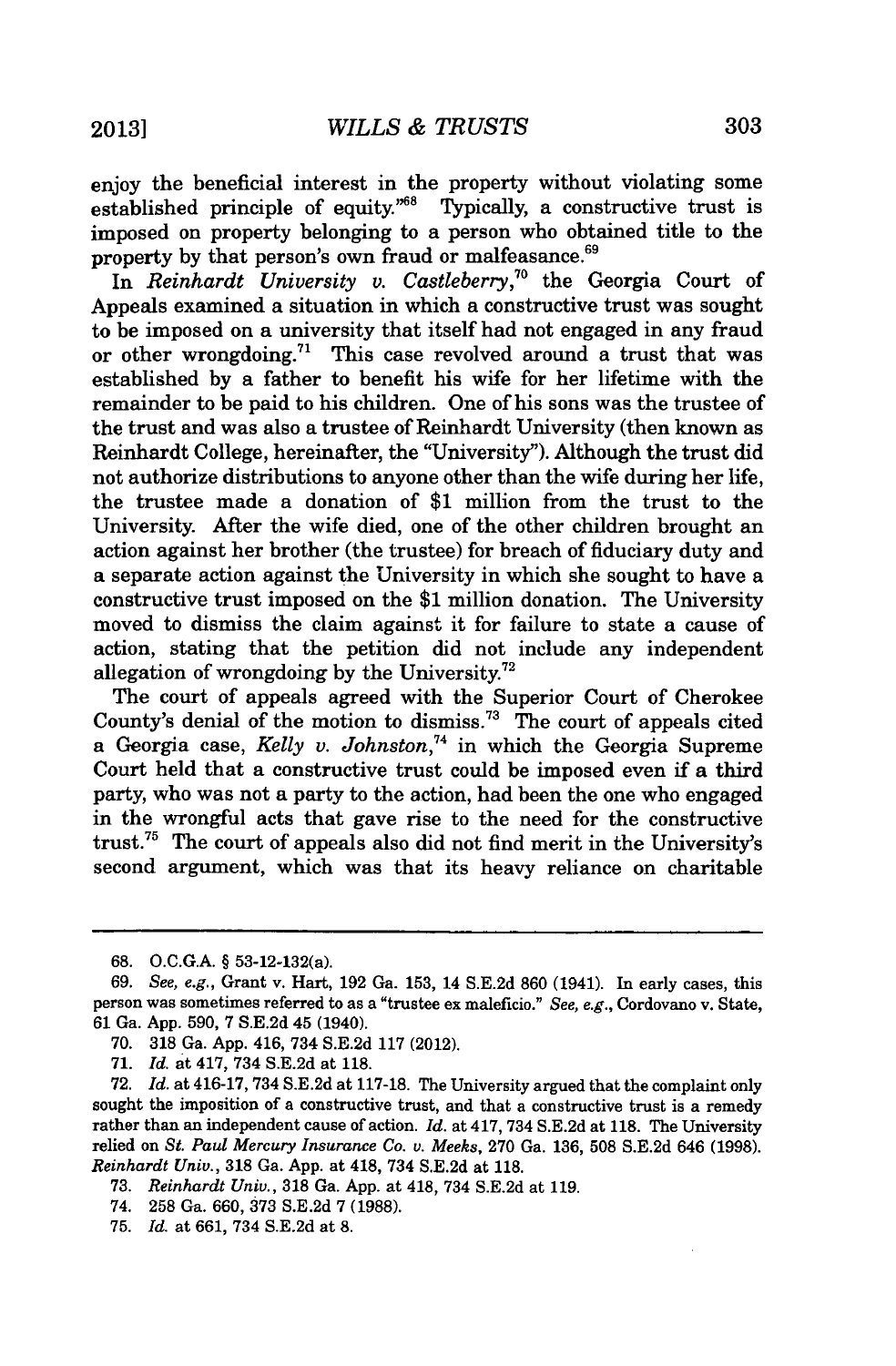enjoy the beneficial interest in the property without violating some established principle of equity."[68] Typically, a constructive trust is imposed on property belonging to a person who obtained title to the property by that person's own fraud or malfeasance.[69]

In *Reinhardt University v. Castleberry*,[70] the Georgia Court of Appeals examined a situation in which a constructive trust was sought to be imposed on a university that itself had not engaged in any fraud or other wrongdoing.[71] This case revolved around a trust that was established by a father to benefit his wife for her lifetime with the remainder to be paid to his children. One of his sons was the trustee of the trust and was also a trustee of Reinhardt University (then known as Reinhardt College, hereinafter, the "University"). Although the trust did not authorize distributions to anyone other than the wife during her life, the trustee made a donation of $1 million from the trust to the University. After the wife died, one of the other children brought an action against her brother (the trustee) for breach of fiduciary duty and a separate action against the University in which she sought to have a constructive trust imposed on the $1 million donation. The University moved to dismiss the claim against it for failure to state a cause of action, stating that the petition did not include any independent allegation of wrongdoing by the University.[72]

The court of appeals agreed with the Superior Court of Cherokee County's denial of the motion to dismiss.[73] The court of appeals cited a Georgia case, *Kelly v. Johnston*,[74] in which the Georgia Supreme Court held that a constructive trust could be imposed even if a third party, who was not a party to the action, had been the one who engaged in the wrongful acts that gave rise to the need for the constructive trust.[75] The court of appeals also did not find merit in the University's second argument, which was that its heavy reliance on charitable

---

68. O.C.G.A. § 53-12-132(a).

69. *See, e.g.*, Grant v. Hart, 192 Ga. 153, 14 S.E.2d 860 (1941). In early cases, this person was sometimes referred to as a "trustee ex maleficio." *See, e.g.*, Cordovano v. State, 61 Ga. App. 590, 7 S.E.2d 45 (1940).

70. 318 Ga. App. 416, 734 S.E.2d 117 (2012).

71. *Id.* at 417, 734 S.E.2d at 118.

72. *Id.* at 416-17, 734 S.E.2d at 117-18. The University argued that the complaint only sought the imposition of a constructive trust, and that a constructive trust is a remedy rather than an independent cause of action. *Id.* at 417, 734 S.E.2d at 118. The University relied on *St. Paul Mercury Insurance Co. v. Meeks*, 270 Ga. 136, 508 S.E.2d 646 (1998). *Reinhardt Univ.*, 318 Ga. App. at 418, 734 S.E.2d at 118.

73. *Reinhardt Univ.*, 318 Ga. App. at 418, 734 S.E.2d at 119.

74. 258 Ga. 660, 373 S.E.2d 7 (1988).

75. *Id.* at 661, 734 S.E.2d at 8.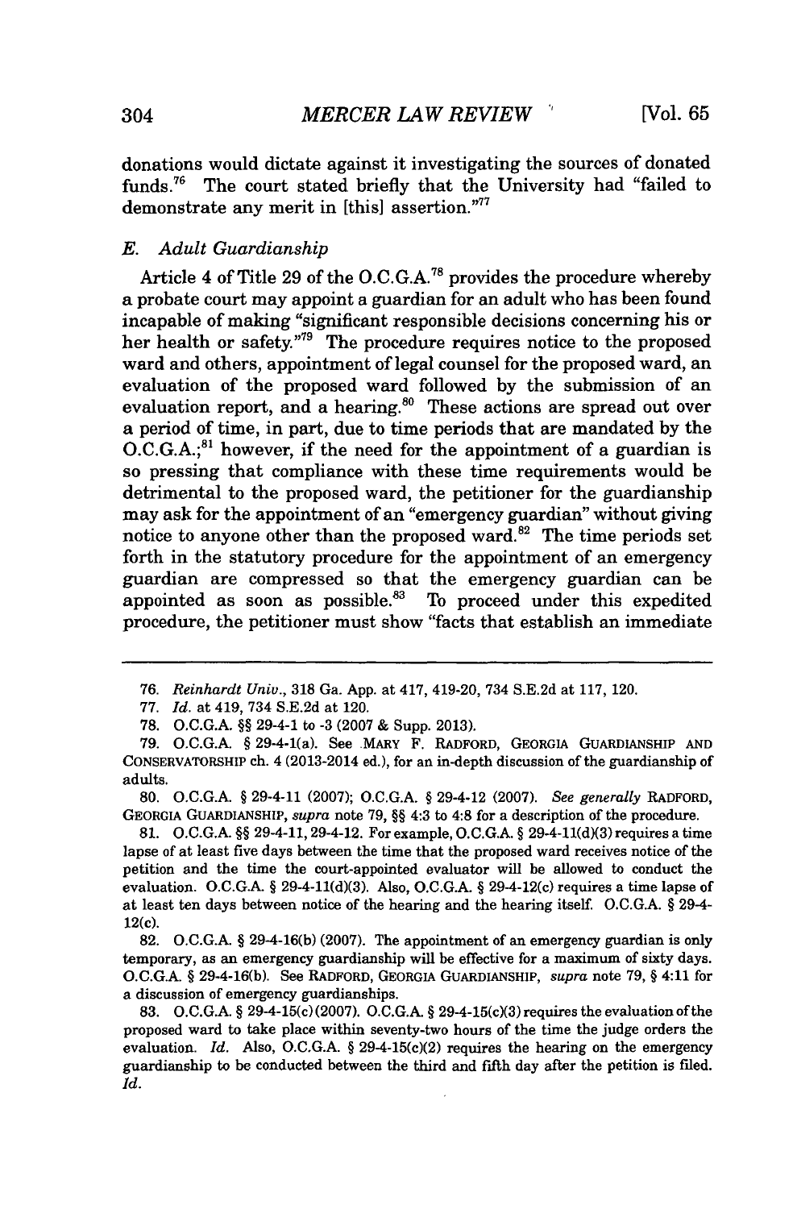donations would dictate against it investigating the sources of donated funds.[76] The court stated briefly that the University had "failed to demonstrate any merit in [this] assertion."[77]

### *E. Adult Guardianship*

Article 4 of Title 29 of the O.C.G.A.[78] provides the procedure whereby a probate court may appoint a guardian for an adult who has been found incapable of making "significant responsible decisions concerning his or her health or safety."[79] The procedure requires notice to the proposed ward and others, appointment of legal counsel for the proposed ward, an evaluation of the proposed ward followed by the submission of an evaluation report, and a hearing.[80] These actions are spread out over a period of time, in part, due to time periods that are mandated by the O.C.G.A.;[81] however, if the need for the appointment of a guardian is so pressing that compliance with these time requirements would be detrimental to the proposed ward, the petitioner for the guardianship may ask for the appointment of an "emergency guardian" without giving notice to anyone other than the proposed ward.[82] The time periods set forth in the statutory procedure for the appointment of an emergency guardian are compressed so that the emergency guardian can be appointed as soon as possible.[83] To proceed under this expedited procedure, the petitioner must show "facts that establish an immediate

---

76. *Reinhardt Univ.*, 318 Ga. App. at 417, 419-20, 734 S.E.2d at 117, 120.

77. *Id.* at 419, 734 S.E.2d at 120.

78. O.C.G.A. §§ 29-4-1 to -3 (2007 & Supp. 2013).

79. O.C.G.A. § 29-4-1(a). See MARY F. RADFORD, GEORGIA GUARDIANSHIP AND CONSERVATORSHIP ch. 4 (2013-2014 ed.), for an in-depth discussion of the guardianship of adults.

80. O.C.G.A. § 29-4-11 (2007); O.C.G.A. § 29-4-12 (2007). *See generally* RADFORD, GEORGIA GUARDIANSHIP, *supra* note 79, §§ 4:3 to 4:8 for a description of the procedure.

81. O.C.G.A. §§ 29-4-11, 29-4-12. For example, O.C.G.A. § 29-4-11(d)(3) requires a time lapse of at least five days between the time that the proposed ward receives notice of the petition and the time the court-appointed evaluator will be allowed to conduct the evaluation. O.C.G.A. § 29-4-11(d)(3). Also, O.C.G.A. § 29-4-12(c) requires a time lapse of at least ten days between notice of the hearing and the hearing itself. O.C.G.A. § 29-4-12(c).

82. O.C.G.A. § 29-4-16(b) (2007). The appointment of an emergency guardian is only temporary, as an emergency guardianship will be effective for a maximum of sixty days. O.C.G.A. § 29-4-16(b). See RADFORD, GEORGIA GUARDIANSHIP, *supra* note 79, § 4:11 for a discussion of emergency guardianships.

83. O.C.G.A. § 29-4-15(c)(2007). O.C.G.A. § 29-4-15(c)(3) requires the evaluation of the proposed ward to take place within seventy-two hours of the time the judge orders the evaluation. *Id.* Also, O.C.G.A. § 29-4-15(c)(2) requires the hearing on the emergency guardianship to be conducted between the third and fifth day after the petition is filed. *Id.*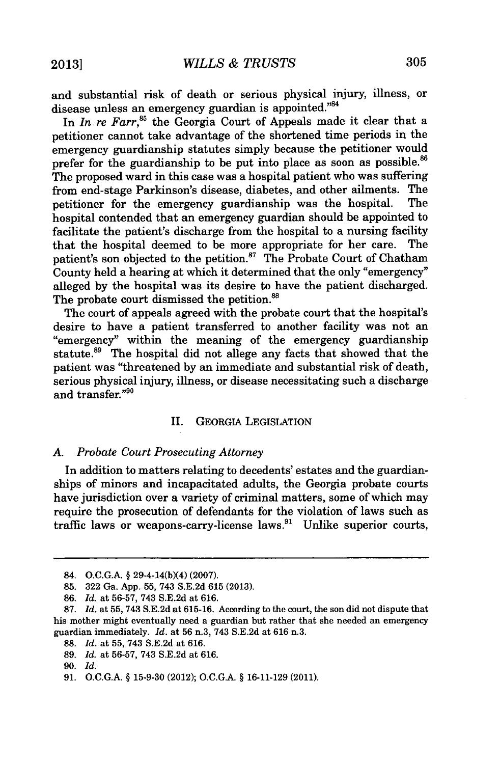and substantial risk of death or serious physical injury, illness, or disease unless an emergency guardian is appointed."[84]

In *In re Farr*,[85] the Georgia Court of Appeals made it clear that a petitioner cannot take advantage of the shortened time periods in the emergency guardianship statutes simply because the petitioner would prefer for the guardianship to be put into place as soon as possible.[86] The proposed ward in this case was a hospital patient who was suffering from end-stage Parkinson's disease, diabetes, and other ailments. The petitioner for the emergency guardianship was the hospital. The hospital contended that an emergency guardian should be appointed to facilitate the patient's discharge from the hospital to a nursing facility that the hospital deemed to be more appropriate for her care. The patient's son objected to the petition.[87] The Probate Court of Chatham County held a hearing at which it determined that the only "emergency" alleged by the hospital was its desire to have the patient discharged. The probate court dismissed the petition.[88]

The court of appeals agreed with the probate court that the hospital's desire to have a patient transferred to another facility was not an "emergency" within the meaning of the emergency guardianship statute.[89] The hospital did not allege any facts that showed that the patient was "threatened by an immediate and substantial risk of death, serious physical injury, illness, or disease necessitating such a discharge and transfer."[90]

## II. GEORGIA LEGISLATION

### A. Probate Court Prosecuting Attorney

In addition to matters relating to decedents' estates and the guardianships of minors and incapacitated adults, the Georgia probate courts have jurisdiction over a variety of criminal matters, some of which may require the prosecution of defendants for the violation of laws such as traffic laws or weapons-carry-license laws.[91] Unlike superior courts,

---

84. O.C.G.A. § 29-4-14(b)(4) (2007).

85. 322 Ga. App. 55, 743 S.E.2d 615 (2013).

86. *Id.* at 56-57, 743 S.E.2d at 616.

87. *Id.* at 55, 743 S.E.2d at 615-16. According to the court, the son did not dispute that his mother might eventually need a guardian but rather that she needed an emergency guardian immediately. *Id.* at 56 n.3, 743 S.E.2d at 616 n.3.

88. *Id.* at 55, 743 S.E.2d at 616.

89. *Id.* at 56-57, 743 S.E.2d at 616.

90. *Id.*

91. O.C.G.A. § 15-9-30 (2012); O.C.G.A. § 16-11-129 (2011).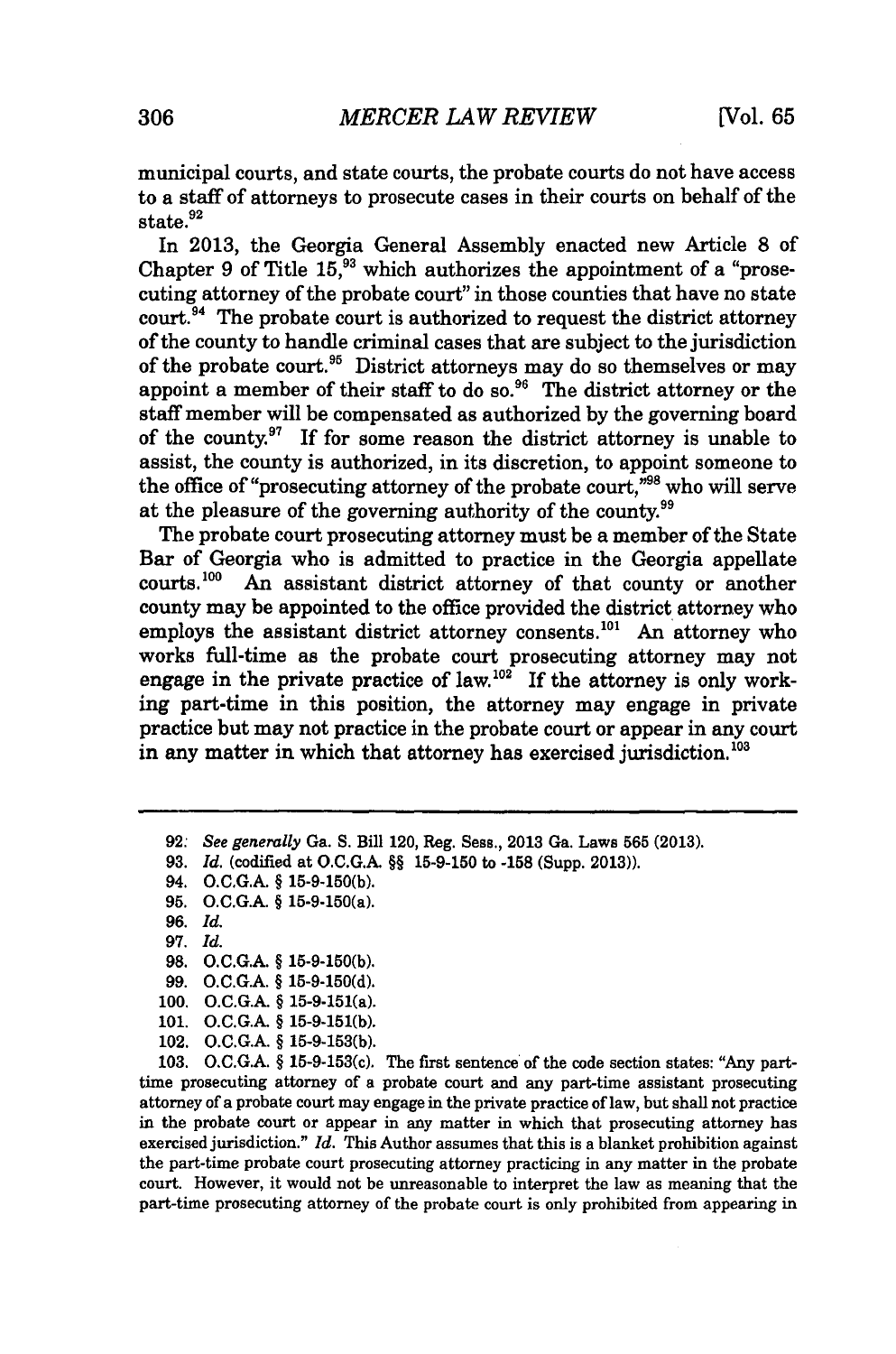municipal courts, and state courts, the probate courts do not have access to a staff of attorneys to prosecute cases in their courts on behalf of the state.[92]

In 2013, the Georgia General Assembly enacted new Article 8 of Chapter 9 of Title 15,[93] which authorizes the appointment of a "prosecuting attorney of the probate court" in those counties that have no state court.[94] The probate court is authorized to request the district attorney of the county to handle criminal cases that are subject to the jurisdiction of the probate court.[95] District attorneys may do so themselves or may appoint a member of their staff to do so.[96] The district attorney or the staff member will be compensated as authorized by the governing board of the county.[97] If for some reason the district attorney is unable to assist, the county is authorized, in its discretion, to appoint someone to the office of "prosecuting attorney of the probate court,"[98] who will serve at the pleasure of the governing authority of the county.[99]

The probate court prosecuting attorney must be a member of the State Bar of Georgia who is admitted to practice in the Georgia appellate courts.[100] An assistant district attorney of that county or another county may be appointed to the office provided the district attorney who employs the assistant district attorney consents.[101] An attorney who works full-time as the probate court prosecuting attorney may not engage in the private practice of law.[102] If the attorney is only working part-time in this position, the attorney may engage in private practice but may not practice in the probate court or appear in any court in any matter in which that attorney has exercised jurisdiction.[103]

---

92. *See generally* Ga. S. Bill 120, Reg. Sess., 2013 Ga. Laws 565 (2013).

93. *Id.* (codified at O.C.G.A. §§ 15-9-150 to -158 (Supp. 2013)).

94. O.C.G.A. § 15-9-150(b).

95. O.C.G.A. § 15-9-150(a).

96. *Id.*

97. *Id.*

98. O.C.G.A. § 15-9-150(b).

99. O.C.G.A. § 15-9-150(d).

100. O.C.G.A. § 15-9-151(a).

101. O.C.G.A. § 15-9-151(b).

102. O.C.G.A. § 15-9-153(b).

103. O.C.G.A. § 15-9-153(c). The first sentence of the code section states: "Any part-time prosecuting attorney of a probate court and any part-time assistant prosecuting attorney of a probate court may engage in the private practice of law, but shall not practice in the probate court or appear in any matter in which that prosecuting attorney has exercised jurisdiction." *Id.* This Author assumes that this is a blanket prohibition against the part-time probate court prosecuting attorney practicing in any matter in the probate court. However, it would not be unreasonable to interpret the law as meaning that the part-time prosecuting attorney of the probate court is only prohibited from appearing in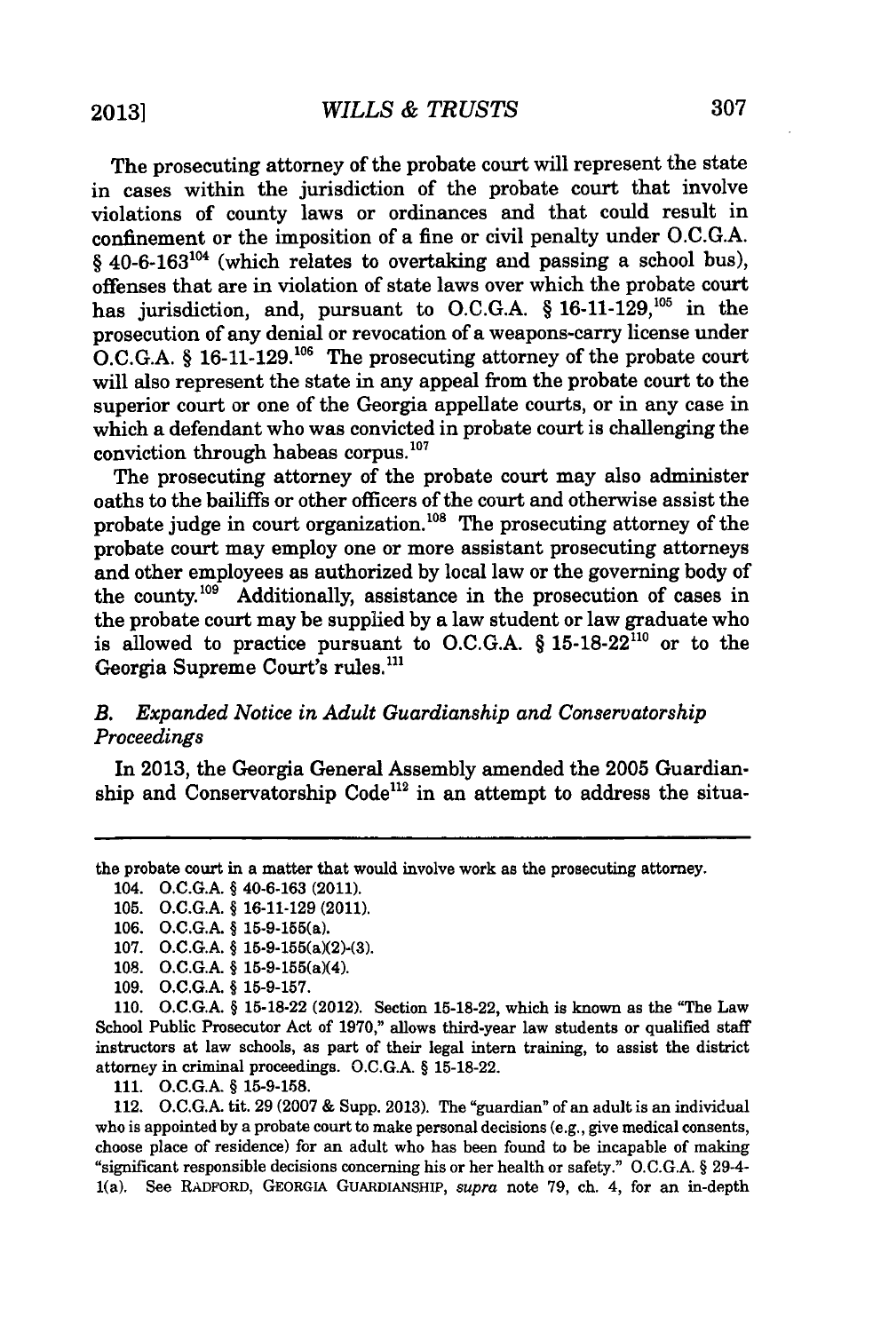The prosecuting attorney of the probate court will represent the state in cases within the jurisdiction of the probate court that involve violations of county laws or ordinances and that could result in confinement or the imposition of a fine or civil penalty under O.C.G.A. § 40-6-163[104] (which relates to overtaking and passing a school bus), offenses that are in violation of state laws over which the probate court has jurisdiction, and, pursuant to O.C.G.A. § 16-11-129,[105] in the prosecution of any denial or revocation of a weapons-carry license under O.C.G.A. § 16-11-129.[106] The prosecuting attorney of the probate court will also represent the state in any appeal from the probate court to the superior court or one of the Georgia appellate courts, or in any case in which a defendant who was convicted in probate court is challenging the conviction through habeas corpus.[107]

The prosecuting attorney of the probate court may also administer oaths to the bailiffs or other officers of the court and otherwise assist the probate judge in court organization.[108] The prosecuting attorney of the probate court may employ one or more assistant prosecuting attorneys and other employees as authorized by local law or the governing body of the county.[109] Additionally, assistance in the prosecution of cases in the probate court may be supplied by a law student or law graduate who is allowed to practice pursuant to O.C.G.A. § 15-18-22[110] or to the Georgia Supreme Court's rules.[111]

### *B. Expanded Notice in Adult Guardianship and Conservatorship Proceedings*

In 2013, the Georgia General Assembly amended the 2005 Guardianship and Conservatorship Code[112] in an attempt to address the situa-

---

the probate court in a matter that would involve work as the prosecuting attorney.

104. O.C.G.A. § 40-6-163 (2011).

105. O.C.G.A. § 16-11-129 (2011).

106. O.C.G.A. § 15-9-155(a).

107. O.C.G.A. § 15-9-155(a)(2)-(3).

108. O.C.G.A. § 15-9-155(a)(4).

109. O.C.G.A. § 15-9-157.

110. O.C.G.A. § 15-18-22 (2012). Section 15-18-22, which is known as the "The Law School Public Prosecutor Act of 1970," allows third-year law students or qualified staff instructors at law schools, as part of their legal intern training, to assist the district attorney in criminal proceedings. O.C.G.A. § 15-18-22.

111. O.C.G.A. § 15-9-158.

112. O.C.G.A. tit. 29 (2007 & Supp. 2013). The "guardian" of an adult is an individual who is appointed by a probate court to make personal decisions (e.g., give medical consents, choose place of residence) for an adult who has been found to be incapable of making "significant responsible decisions concerning his or her health or safety." O.C.G.A. § 29-4-1(a). See RADFORD, GEORGIA GUARDIANSHIP, *supra* note 79, ch. 4, for an in-depth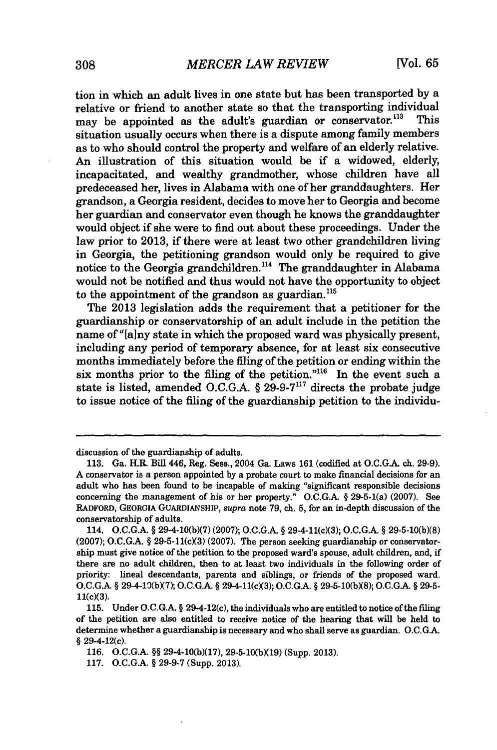tion in which an adult lives in one state but has been transported by a relative or friend to another state so that the transporting individual may be appointed as the adult's guardian or conservator.[113] This situation usually occurs when there is a dispute among family members as to who should control the property and welfare of an elderly relative. An illustration of this situation would be if a widowed, elderly, incapacitated, and wealthy grandmother, whose children have all predeceased her, lives in Alabama with one of her granddaughters. Her grandson, a Georgia resident, decides to move her to Georgia and become her guardian and conservator even though he knows the granddaughter would object if she were to find out about these proceedings. Under the law prior to 2013, if there were at least two other grandchildren living in Georgia, the petitioning grandson would only be required to give notice to the Georgia grandchildren.[114] The granddaughter in Alabama would not be notified and thus would not have the opportunity to object to the appointment of the grandson as guardian.[115]

The 2013 legislation adds the requirement that a petitioner for the guardianship or conservatorship of an adult include in the petition the name of "[a]ny state in which the proposed ward was physically present, including any period of temporary absence, for at least six consecutive months immediately before the filing of the petition or ending within the six months prior to the filing of the petition."[116] In the event such a state is listed, amended O.C.G.A. § 29-9-7[117] directs the probate judge to issue notice of the filing of the guardianship petition to the individu-

---

discussion of the guardianship of adults.

113. Ga. H.R. Bill 446, Reg. Sess., 2004 Ga. Laws 161 (codified at O.C.G.A. ch. 29-9). A conservator is a person appointed by a probate court to make financial decisions for an adult who has been found to be incapable of making "significant responsible decisions concerning the management of his or her property." O.C.G.A. § 29-5-1(a) (2007). See RADFORD, GEORGIA GUARDIANSHIP, *supra* note 79, ch. 5, for an in-depth discussion of the conservatorship of adults.

114. O.C.G.A. § 29-4-10(b)(7) (2007); O.C.G.A. § 29-4-11(c)(3); O.C.G.A. § 29-5-10(b)(8) (2007); O.C.G.A. § 29-5-11(c)(3) (2007). The person seeking guardianship or conservatorship must give notice of the petition to the proposed ward's spouse, adult children, and, if there are no adult children, then to at least two individuals in the following order of priority: lineal descendants, parents and siblings, or friends of the proposed ward. O.C.G.A. § 29-4-10(b)(7); O.C.G.A. § 29-4-11(c)(3); O.C.G.A. § 29-5-10(b)(8); O.C.G.A. § 29-5-11(c)(3).

115. Under O.C.G.A. § 29-4-12(c), the individuals who are entitled to notice of the filing of the petition are also entitled to receive notice of the hearing that will be held to determine whether a guardianship is necessary and who shall serve as guardian. O.C.G.A. § 29-4-12(c).

116. O.C.G.A. §§ 29-4-10(b)(17), 29-5-10(b)(19) (Supp. 2013).

117. O.C.G.A. § 29-9-7 (Supp. 2013).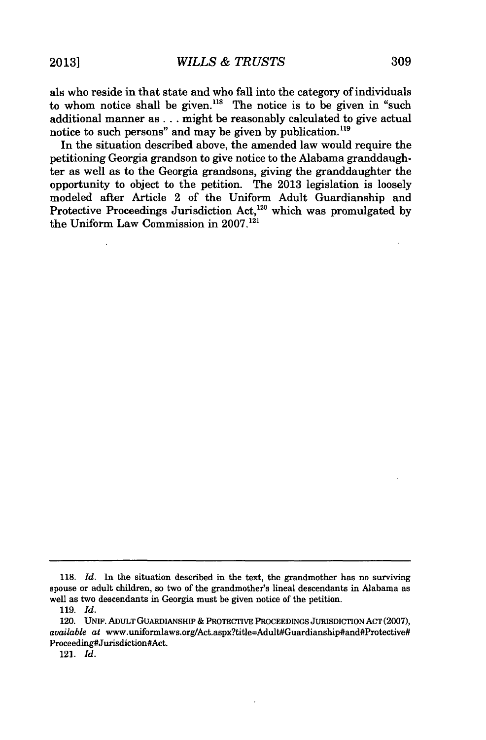als who reside in that state and who fall into the category of individuals to whom notice shall be given.[118] The notice is to be given in "such additional manner as . . . might be reasonably calculated to give actual notice to such persons" and may be given by publication.[119]

In the situation described above, the amended law would require the petitioning Georgia grandson to give notice to the Alabama granddaughter as well as to the Georgia grandsons, giving the granddaughter the opportunity to object to the petition. The 2013 legislation is loosely modeled after Article 2 of the Uniform Adult Guardianship and Protective Proceedings Jurisdiction Act,[120] which was promulgated by the Uniform Law Commission in 2007.[121]

---

118. *Id.* In the situation described in the text, the grandmother has no surviving spouse or adult children, so two of the grandmother's lineal descendants in Alabama as well as two descendants in Georgia must be given notice of the petition.

119. *Id.*

120. UNIF. ADULT GUARDIANSHIP & PROTECTIVE PROCEEDINGS JURISDICTION ACT (2007), *available at* www.uniformlaws.org/Act.aspx?title=Adult#Guardianship#and#Protective#Proceeding#Jurisdiction#Act.

121. *Id.*